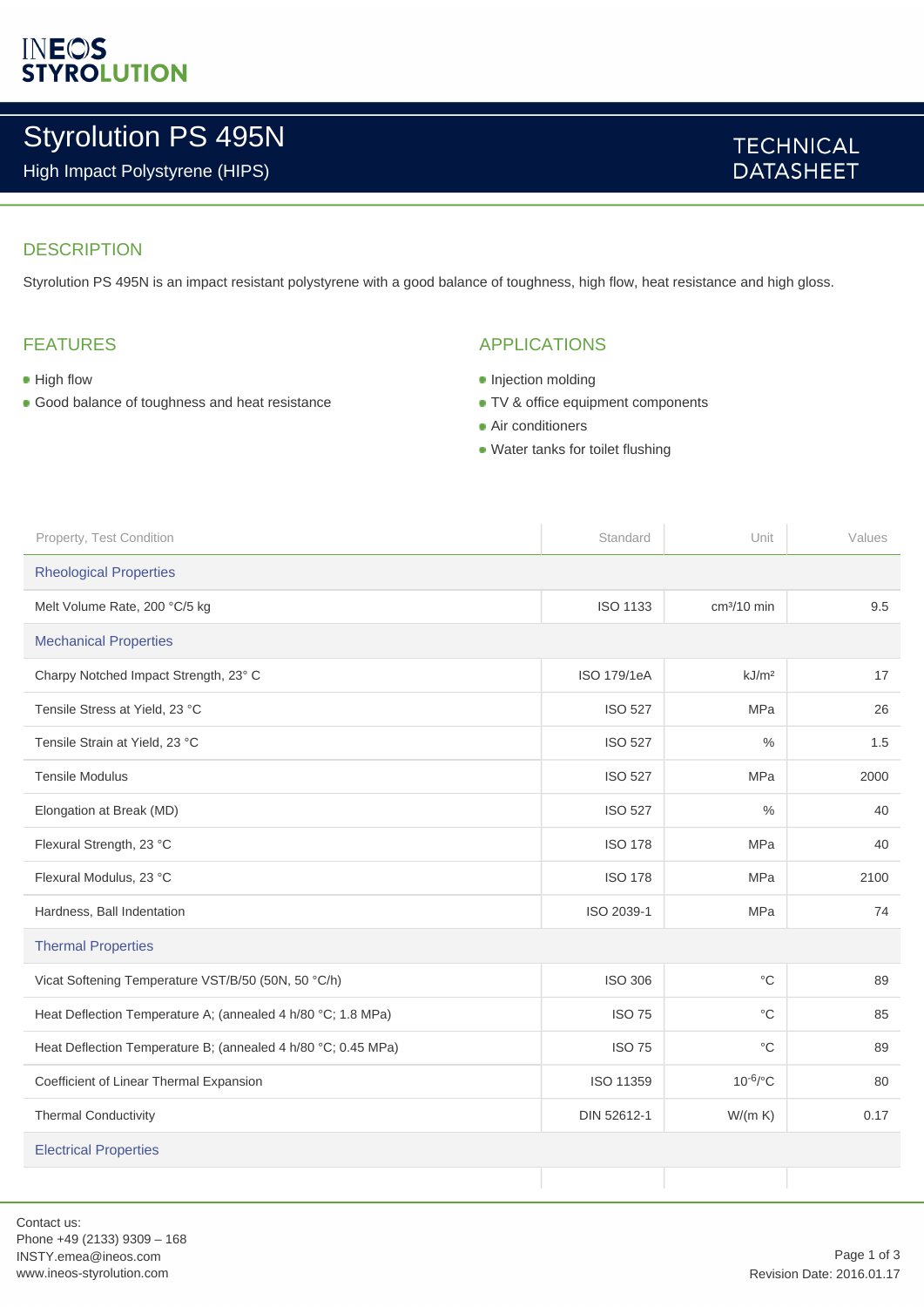INEOS STYROLUTION

# Styrolution PS 495N

High Impact Polystyrene (HIPS)

TECHNICAL DATASHEET

## DESCRIPTION

Styrolution PS 495N is an impact resistant polystyrene with a good balance of toughness, high flow, heat resistance and high gloss.

## FEATURES

- High flow
- Good balance of toughness and heat resistance

## APPLICATIONS

- Injection molding
- TV & office equipment components
- Air conditioners
- Water tanks for toilet flushing

| Property, Test Condition | Standard | Unit | Values |
|---|---|---|---|
| **Rheological Properties** | | | |
| Melt Volume Rate, 200 °C/5 kg | ISO 1133 | cm³/10 min | 9.5 |
| **Mechanical Properties** | | | |
| Charpy Notched Impact Strength, 23° C | ISO 179/1eA | kJ/m² | 17 |
| Tensile Stress at Yield, 23 °C | ISO 527 | MPa | 26 |
| Tensile Strain at Yield, 23 °C | ISO 527 | % | 1.5 |
| Tensile Modulus | ISO 527 | MPa | 2000 |
| Elongation at Break (MD) | ISO 527 | % | 40 |
| Flexural Strength, 23 °C | ISO 178 | MPa | 40 |
| Flexural Modulus, 23 °C | ISO 178 | MPa | 2100 |
| Hardness, Ball Indentation | ISO 2039-1 | MPa | 74 |
| **Thermal Properties** | | | |
| Vicat Softening Temperature VST/B/50 (50N, 50 °C/h) | ISO 306 | °C | 89 |
| Heat Deflection Temperature A; (annealed 4 h/80 °C; 1.8 MPa) | ISO 75 | °C | 85 |
| Heat Deflection Temperature B; (annealed 4 h/80 °C; 0.45 MPa) | ISO 75 | °C | 89 |
| Coefficient of Linear Thermal Expansion | ISO 11359 | $10^{-6}$/°C | 80 |
| Thermal Conductivity | DIN 52612-1 | W/(m K) | 0.17 |
| **Electrical Properties** | | | |

Contact us:
Phone +49 (2133) 9309 – 168
INSTY.emea@ineos.com
www.ineos-styrolution.com

Revision Date: 2016.01.17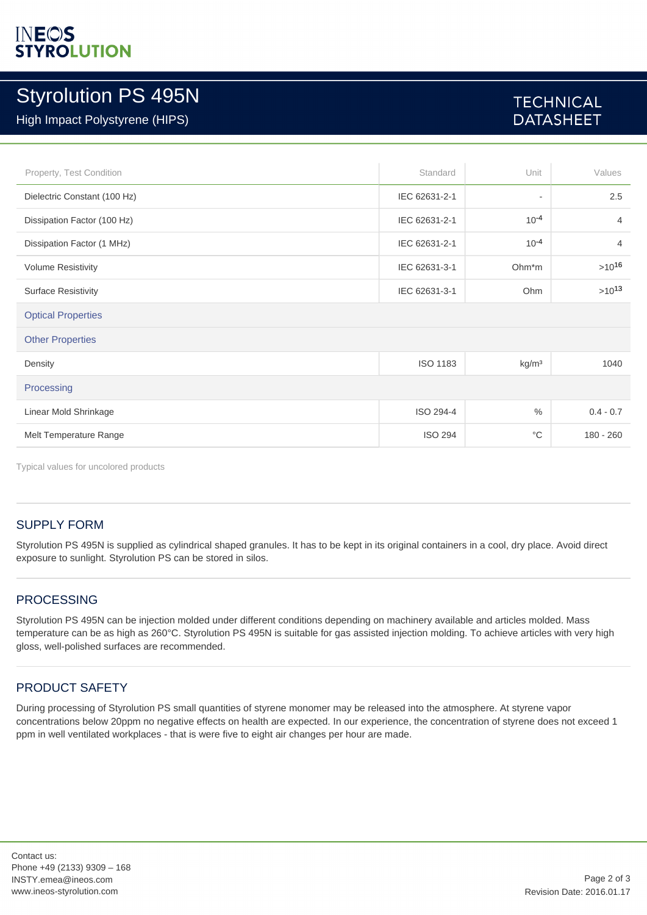# Styrolution PS 495N

High Impact Polystyrene (HIPS)

TECHNICAL DATASHEET

| Property, Test Condition | Standard | Unit | Values |
|---|---|---|---|
| Dielectric Constant (100 Hz) | IEC 62631-2-1 | - | 2.5 |
| Dissipation Factor (100 Hz) | IEC 62631-2-1 | $10^{-4}$ | 4 |
| Dissipation Factor (1 MHz) | IEC 62631-2-1 | $10^{-4}$ | 4 |
| Volume Resistivity | IEC 62631-3-1 | Ohm*m | $>10^{16}$ |
| Surface Resistivity | IEC 62631-3-1 | Ohm | $>10^{13}$ |
| **Optical Properties** | | | |
| **Other Properties** | | | |
| Density | ISO 1183 | kg/m³ | 1040 |
| **Processing** | | | |
| Linear Mold Shrinkage | ISO 294-4 | % | 0.4 - 0.7 |
| Melt Temperature Range | ISO 294 | °C | 180 - 260 |

Typical values for uncolored products

## SUPPLY FORM

Styrolution PS 495N is supplied as cylindrical shaped granules. It has to be kept in its original containers in a cool, dry place. Avoid direct exposure to sunlight. Styrolution PS can be stored in silos.

## PROCESSING

Styrolution PS 495N can be injection molded under different conditions depending on machinery available and articles molded. Mass temperature can be as high as 260°C. Styrolution PS 495N is suitable for gas assisted injection molding. To achieve articles with very high gloss, well-polished surfaces are recommended.

## PRODUCT SAFETY

During processing of Styrolution PS small quantities of styrene monomer may be released into the atmosphere. At styrene vapor concentrations below 20ppm no negative effects on health are expected. In our experience, the concentration of styrene does not exceed 1 ppm in well ventilated workplaces - that is were five to eight air changes per hour are made.

Contact us:
Phone +49 (2133) 9309 – 168
INSTY.emea@ineos.com
www.ineos-styrolution.com

Revision Date: 2016.01.17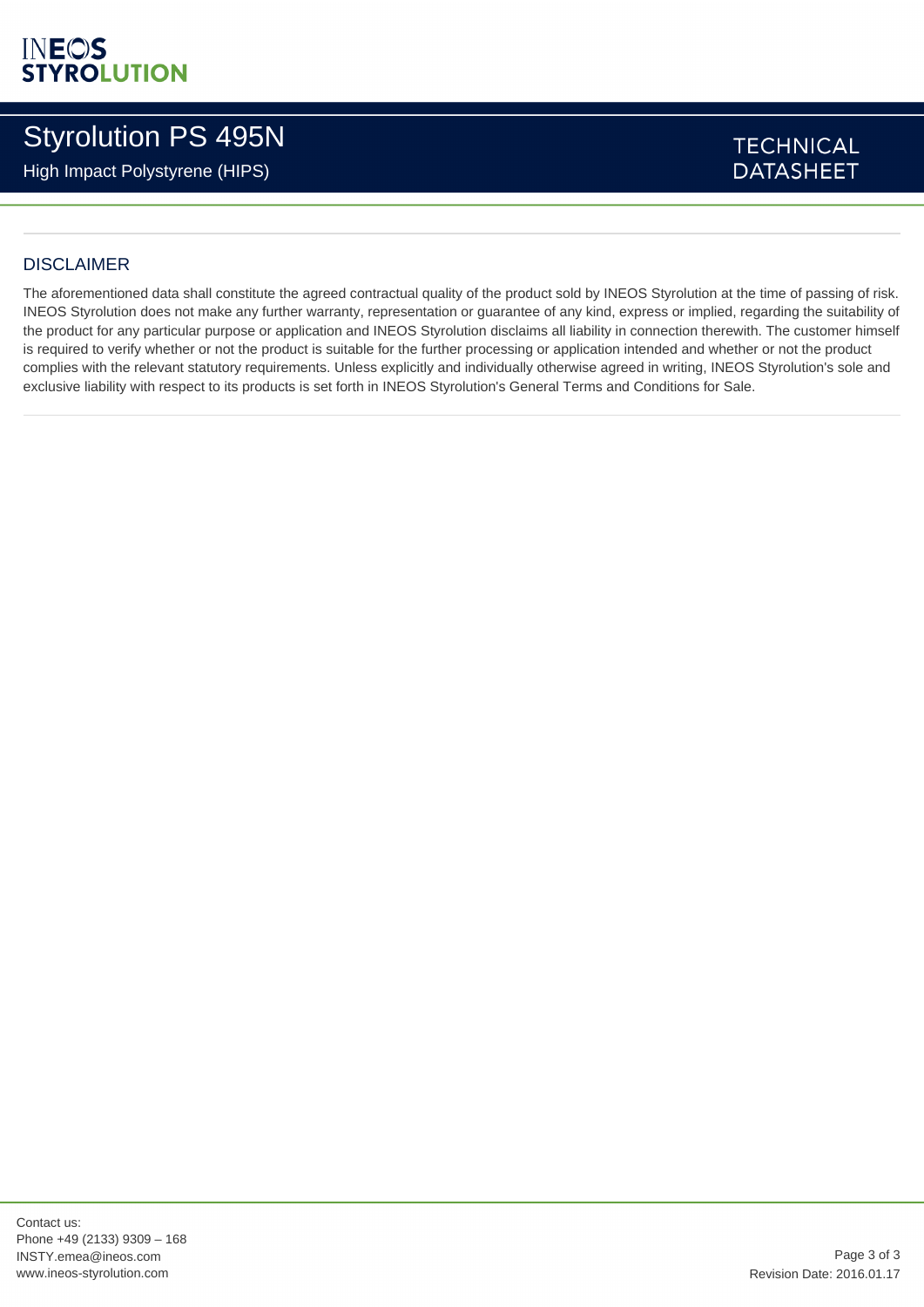## DISCLAIMER

The aforementioned data shall constitute the agreed contractual quality of the product sold by INEOS Styrolution at the time of passing of risk. INEOS Styrolution does not make any further warranty, representation or guarantee of any kind, express or implied, regarding the suitability of the product for any particular purpose or application and INEOS Styrolution disclaims all liability in connection therewith. The customer himself is required to verify whether or not the product is suitable for the further processing or application intended and whether or not the product complies with the relevant statutory requirements. Unless explicitly and individually otherwise agreed in writing, INEOS Styrolution's sole and exclusive liability with respect to its products is set forth in INEOS Styrolution's General Terms and Conditions for Sale.